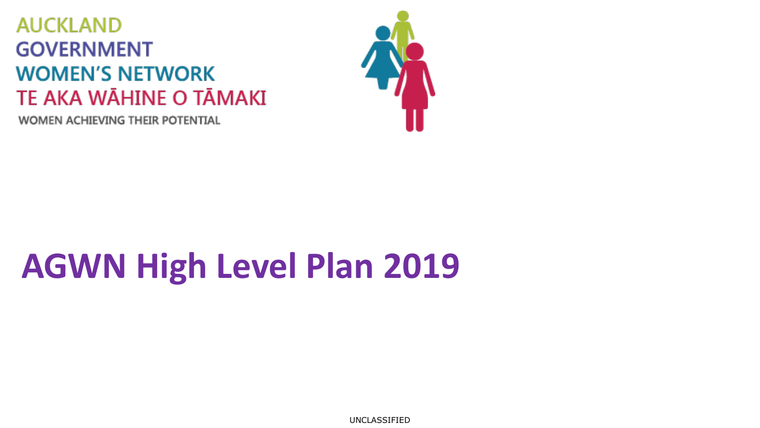AUCKLAND
GOVERNMENT
WOMEN'S NETWORK
TE AKA WĀHINE O TĀMAKI
WOMEN ACHIEVING THEIR POTENTIAL

# AGWN High Level Plan 2019

UNCLASSIFIED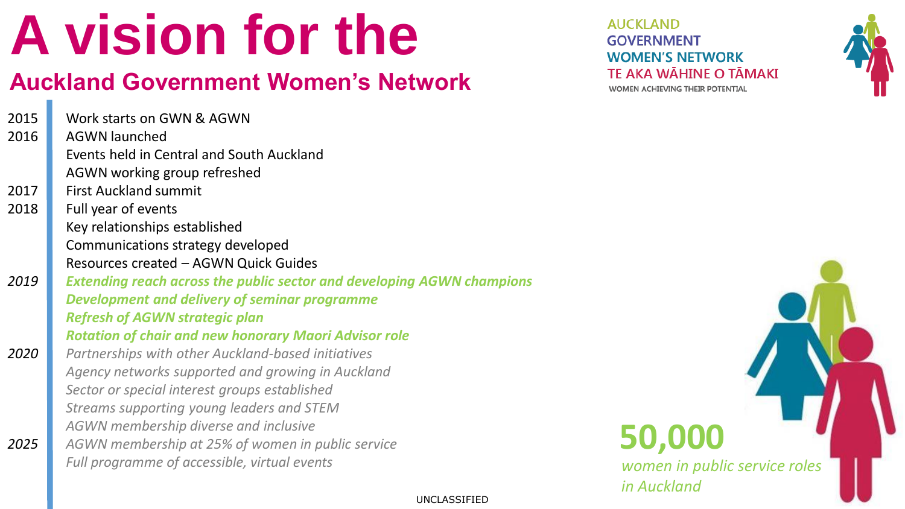# A vision for the

## Auckland Government Women's Network

AUCKLAND GOVERNMENT WOMEN'S NETWORK
TE AKA WĀHINE O TĀMAKI
WOMEN ACHIEVING THEIR POTENTIAL

2015 Work starts on GWN & AGWN

2016 AGWN launched
Events held in Central and South Auckland
AGWN working group refreshed

2017 First Auckland summit

2018 Full year of events
Key relationships established
Communications strategy developed
Resources created – AGWN Quick Guides

*2019* ***Extending reach across the public sector and developing AGWN champions***
***Development and delivery of seminar programme***
***Refresh of AGWN strategic plan***
***Rotation of chair and new honorary Maori Advisor role***

*2020* *Partnerships with other Auckland-based initiatives*
*Agency networks supported and growing in Auckland*
*Sector or special interest groups established*
*Streams supporting young leaders and STEM*
*AGWN membership diverse and inclusive*

*2025* *AGWN membership at 25% of women in public service*
*Full programme of accessible, virtual events*

**50,000**
*women in public service roles in Auckland*

UNCLASSIFIED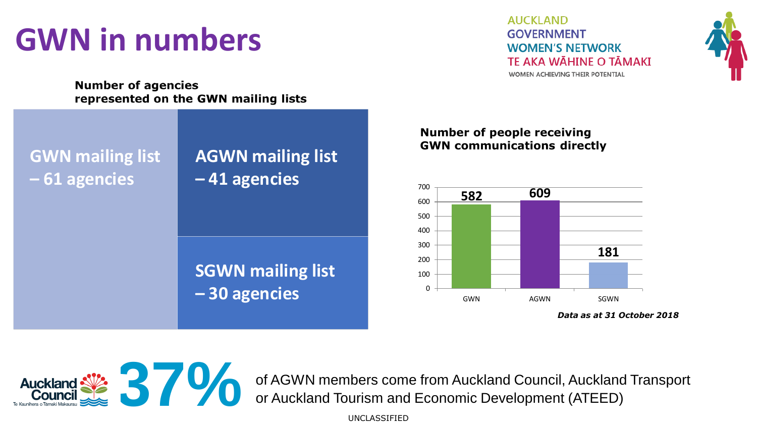# GWN in numbers

AUCKLAND
GOVERNMENT
WOMEN'S NETWORK
TE AKA WĀHINE O TĀMAKI
WOMEN ACHIEVING THEIR POTENTIAL

**Number of agencies represented on the GWN mailing lists**

- GWN mailing list – 61 agencies
- AGWN mailing list – 41 agencies
- SGWN mailing list – 30 agencies

**Number of people receiving GWN communications directly**

| | Number of people |
|---|---|
| GWN | 582 |
| AGWN | 609 |
| SGWN | 181 |

***Data as at 31 October 2018***

Auckland Council
Te Kaunihera o Tāmaki Makaurau

**37%** of AGWN members come from Auckland Council, Auckland Transport or Auckland Tourism and Economic Development (ATEED)

UNCLASSIFIED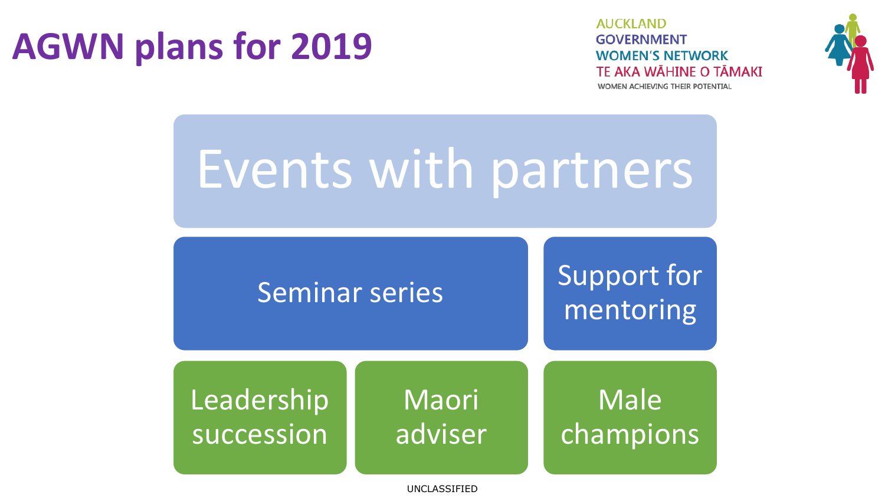# AGWN plans for 2019

AUCKLAND
GOVERNMENT
WOMEN'S NETWORK
TE AKA WĀHINE O TĀMAKI
WOMEN ACHIEVING THEIR POTENTIAL

## Events with partners

- Seminar series
- Support for mentoring
- Leadership succession
- Maori adviser
- Male champions

UNCLASSIFIED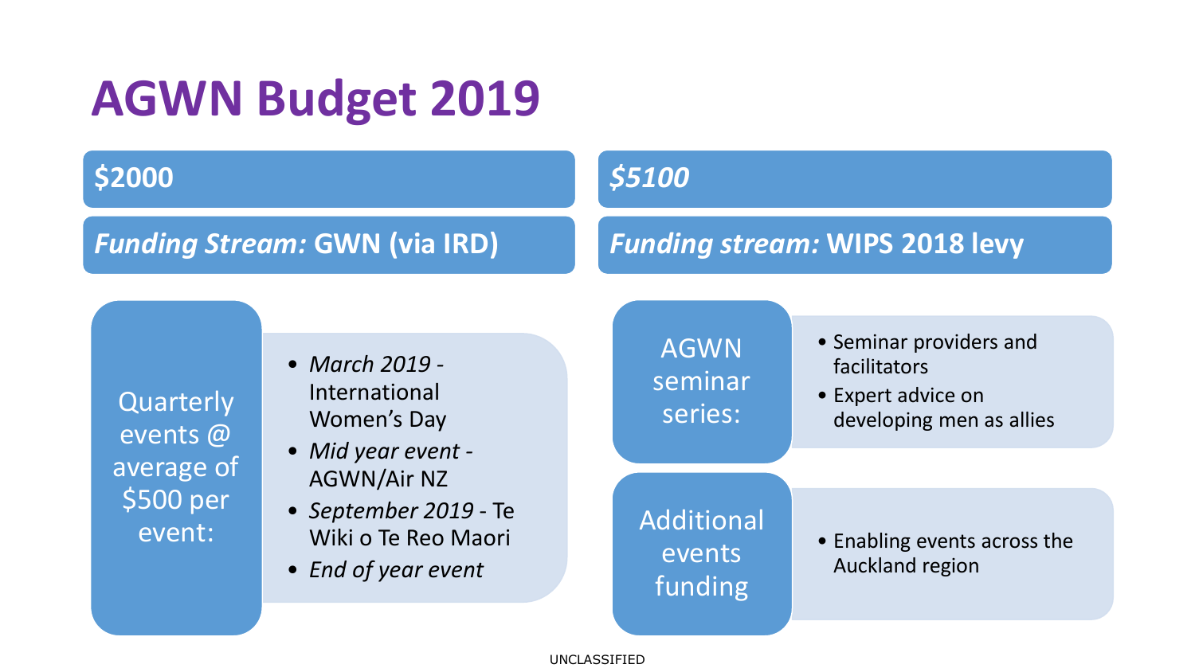# AGWN Budget 2019

## $2000

***Funding Stream:* GWN (via IRD)**

Quarterly events @ average of $500 per event:

- *March 2019* - International Women's Day
- *Mid year event* - AGWN/Air NZ
- *September 2019* - Te Wiki o Te Reo Maori
- *End of year event*

## *$5100*

***Funding stream:* WIPS 2018 levy**

AGWN seminar series:

- Seminar providers and facilitators
- Expert advice on developing men as allies

Additional events funding

- Enabling events across the Auckland region

UNCLASSIFIED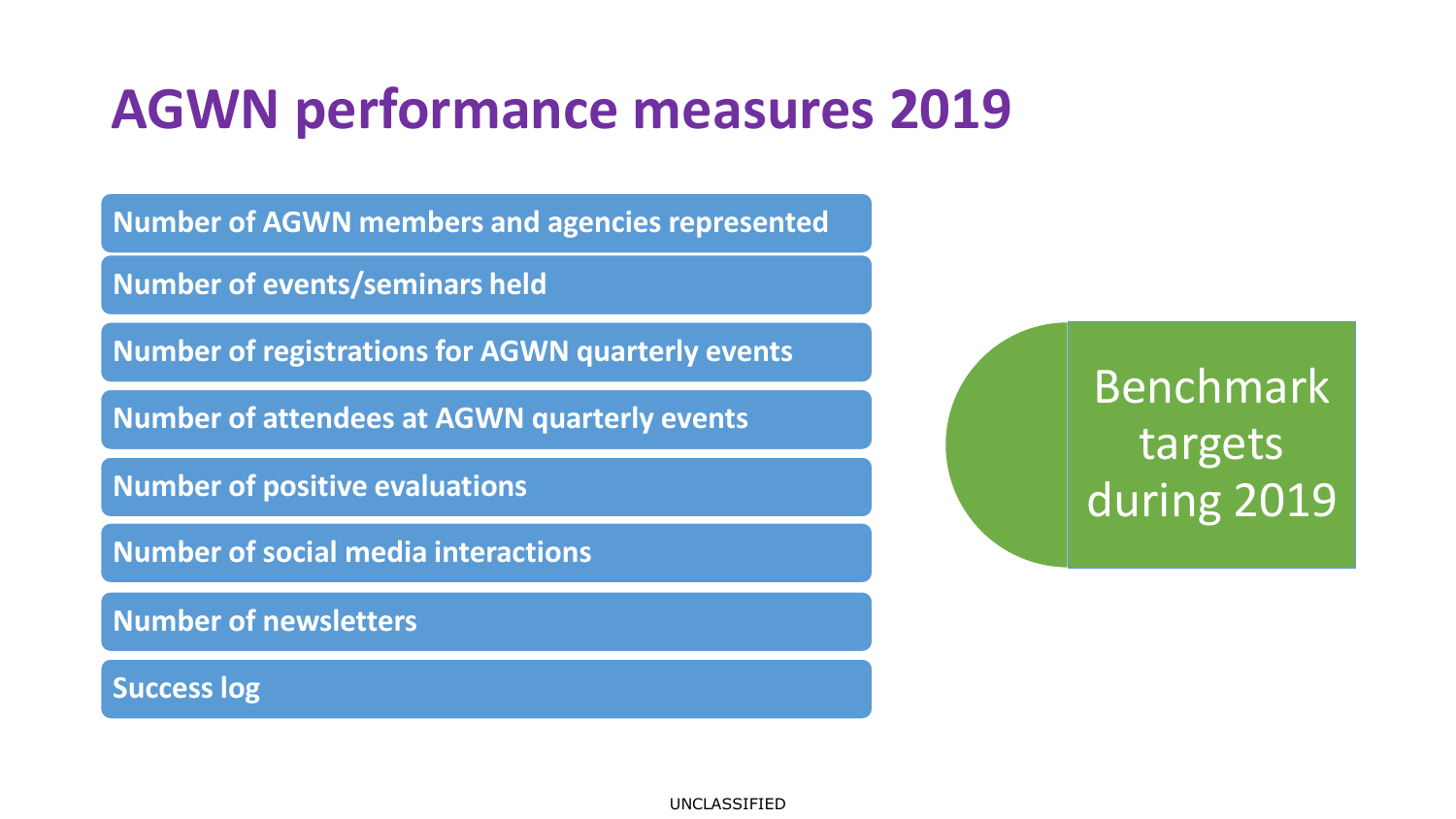# AGWN performance measures 2019

- Number of AGWN members and agencies represented
- Number of events/seminars held
- Number of registrations for AGWN quarterly events
- Number of attendees at AGWN quarterly events
- Number of positive evaluations
- Number of social media interactions
- Number of newsletters
- Success log

Benchmark targets during 2019

UNCLASSIFIED